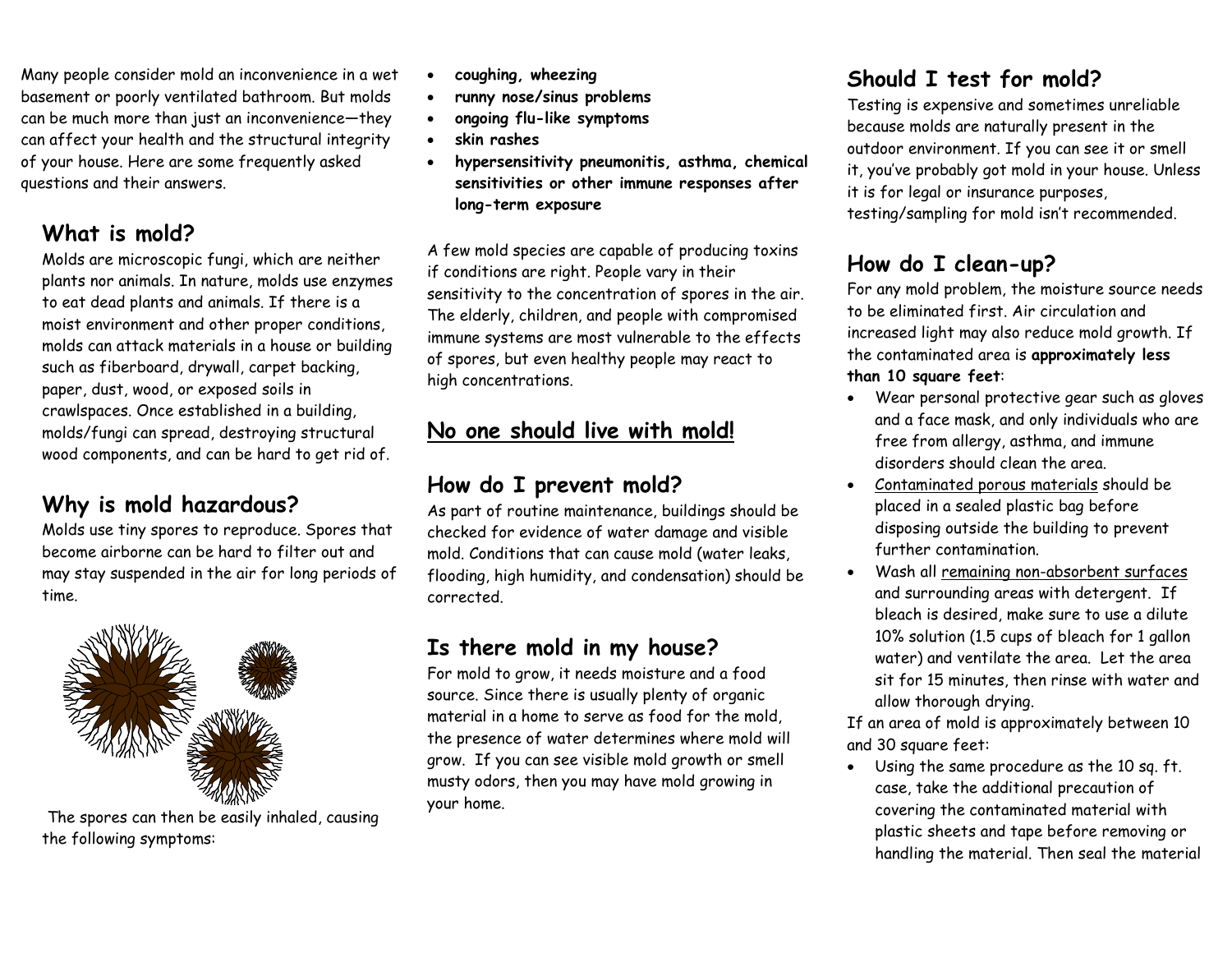Many people consider mold an inconvenience in a wet basement or poorly ventilated bathroom. But molds can be much more than just an inconvenience—they can affect your health and the structural integrity of your house. Here are some frequently asked questions and their answers.

## What is mold?

Molds are microscopic fungi, which are neither plants nor animals. In nature, molds use enzymes to eat dead plants and animals. If there is a moist environment and other proper conditions, molds can attack materials in a house or building such as fiberboard, drywall, carpet backing, paper, dust, wood, or exposed soils in crawlspaces. Once established in a building, molds/fungi can spread, destroying structural wood components, and can be hard to get rid of.

## Why is mold hazardous?

Molds use tiny spores to reproduce. Spores that become airborne can be hard to filter out and may stay suspended in the air for long periods of time.

The spores can then be easily inhaled, causing the following symptoms:

- **coughing, wheezing**
- **runny nose/sinus problems**
- **ongoing flu-like symptoms**
- **skin rashes**
- **hypersensitivity pneumonitis, asthma, chemical sensitivities or other immune responses after long-term exposure**

A few mold species are capable of producing toxins if conditions are right. People vary in their sensitivity to the concentration of spores in the air. The elderly, children, and people with compromised immune systems are most vulnerable to the effects of spores, but even healthy people may react to high concentrations.

## No one should live with mold!

## How do I prevent mold?

As part of routine maintenance, buildings should be checked for evidence of water damage and visible mold. Conditions that can cause mold (water leaks, flooding, high humidity, and condensation) should be corrected.

## Is there mold in my house?

For mold to grow, it needs moisture and a food source. Since there is usually plenty of organic material in a home to serve as food for the mold, the presence of water determines where mold will grow. If you can see visible mold growth or smell musty odors, then you may have mold growing in your home.

## Should I test for mold?

Testing is expensive and sometimes unreliable because molds are naturally present in the outdoor environment. If you can see it or smell it, you've probably got mold in your house. Unless it is for legal or insurance purposes, testing/sampling for mold isn't recommended.

## How do I clean-up?

For any mold problem, the moisture source needs to be eliminated first. Air circulation and increased light may also reduce mold growth. If the contaminated area is **approximately less than 10 square feet**:

- Wear personal protective gear such as gloves and a face mask, and only individuals who are free from allergy, asthma, and immune disorders should clean the area.
- Contaminated porous materials should be placed in a sealed plastic bag before disposing outside the building to prevent further contamination.
- Wash all remaining non-absorbent surfaces and surrounding areas with detergent. If bleach is desired, make sure to use a dilute 10% solution (1.5 cups of bleach for 1 gallon water) and ventilate the area. Let the area sit for 15 minutes, then rinse with water and allow thorough drying.

If an area of mold is approximately between 10 and 30 square feet:

- Using the same procedure as the 10 sq. ft. case, take the additional precaution of covering the contaminated material with plastic sheets and tape before removing or handling the material. Then seal the material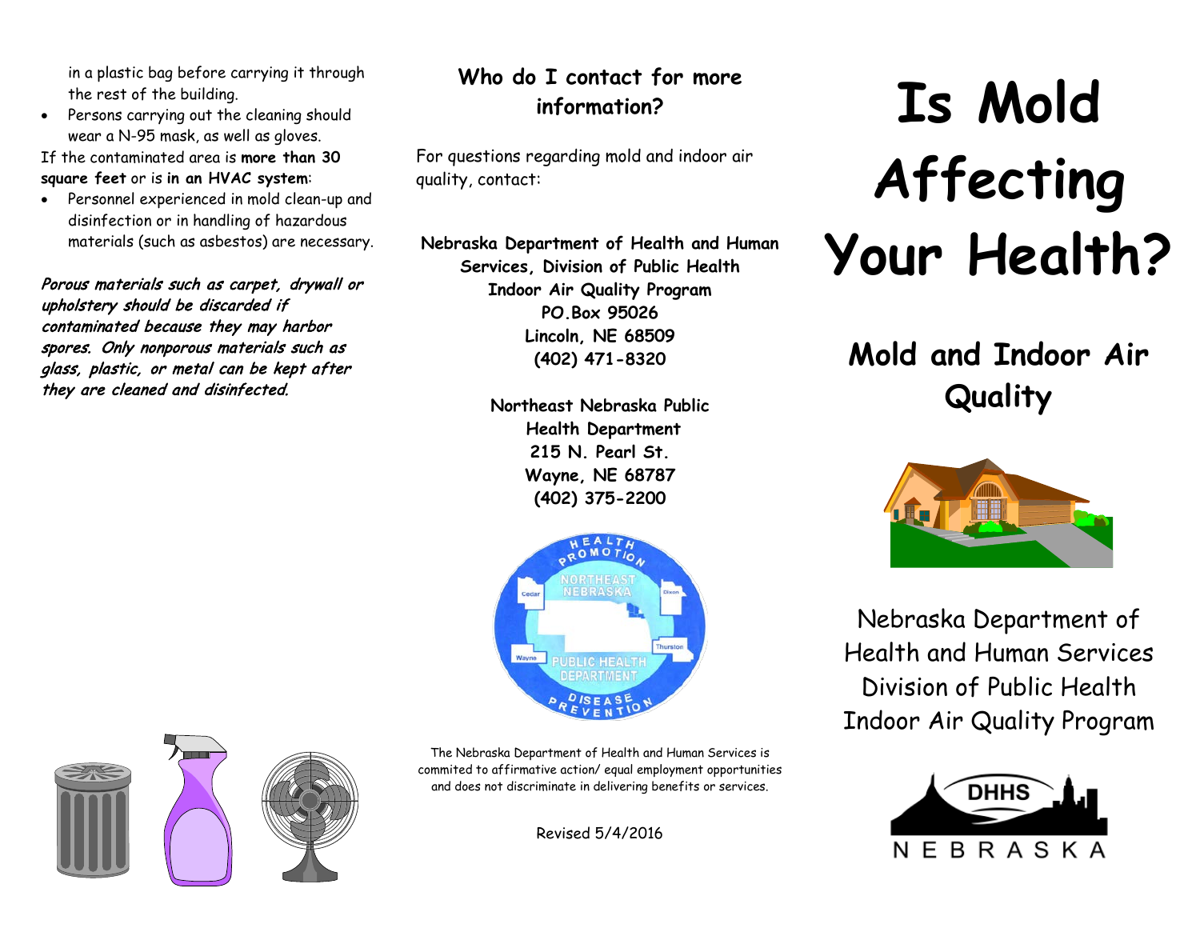in a plastic bag before carrying it through the rest of the building.

- Persons carrying out the cleaning should wear a N-95 mask, as well as gloves.

If the contaminated area is **more than 30 square feet** or is **in an HVAC system**:

- Personnel experienced in mold clean-up and disinfection or in handling of hazardous materials (such as asbestos) are necessary.

***Porous materials such as carpet, drywall or upholstery should be discarded if contaminated because they may harbor spores. Only nonporous materials such as glass, plastic, or metal can be kept after they are cleaned and disinfected.***

## Who do I contact for more information?

For questions regarding mold and indoor air quality, contact:

**Nebraska Department of Health and Human Services, Division of Public Health**
**Indoor Air Quality Program**
**PO.Box 95026**
**Lincoln, NE 68509**
**(402) 471-8320**

**Northeast Nebraska Public Health Department**
**215 N. Pearl St.**
**Wayne, NE 68787**
**(402) 375-2200**

The Nebraska Department of Health and Human Services is commited to affirmative action/ equal employment opportunities and does not discriminate in delivering benefits or services.

Revised 5/4/2016

# Is Mold Affecting Your Health?

## Mold and Indoor Air Quality

Nebraska Department of Health and Human Services
Division of Public Health
Indoor Air Quality Program